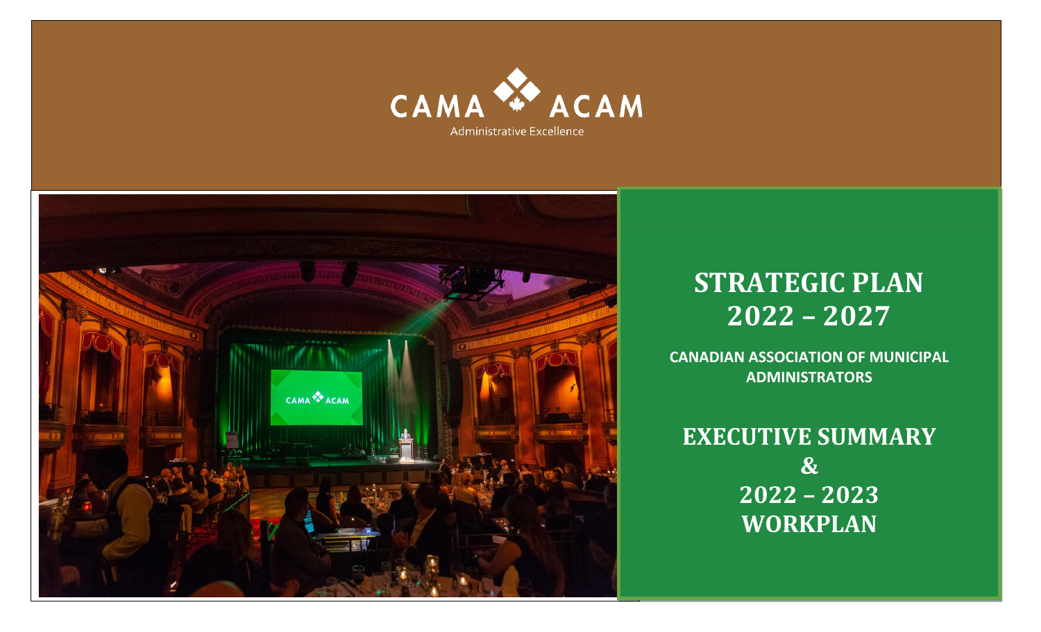CAMA ACAM

Administrative Excellence

# STRATEGIC PLAN 2022 – 2027

**CANADIAN ASSOCIATION OF MUNICIPAL ADMINISTRATORS**

## EXECUTIVE SUMMARY & 2022 – 2023 WORKPLAN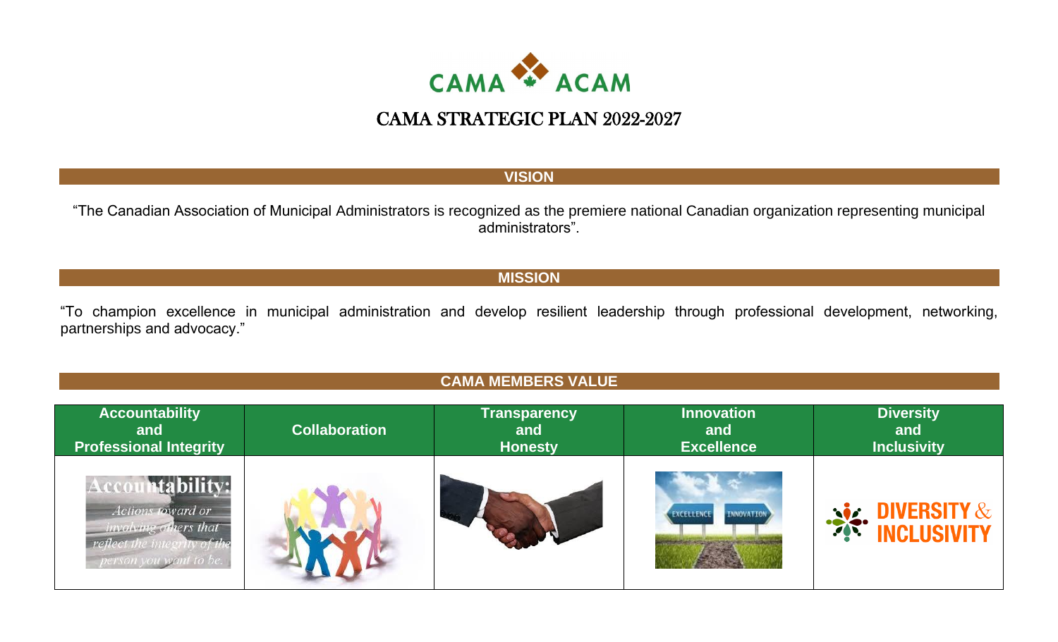CAMA ACAM

# CAMA STRATEGIC PLAN 2022-2027

## VISION

"The Canadian Association of Municipal Administrators is recognized as the premiere national Canadian organization representing municipal administrators".

## MISSION

"To champion excellence in municipal administration and develop resilient leadership through professional development, networking, partnerships and advocacy."

## CAMA MEMBERS VALUE

| Accountability and Professional Integrity | Collaboration | Transparency and Honesty | Innovation and Excellence | Diversity and Inclusivity |
| --- | --- | --- | --- | --- |
| Accountability: Actions toward or involving others that reflect the integrity of the person you want to be. | | | EXCELLENCE INNOVATION | DIVERSITY & INCLUSIVITY |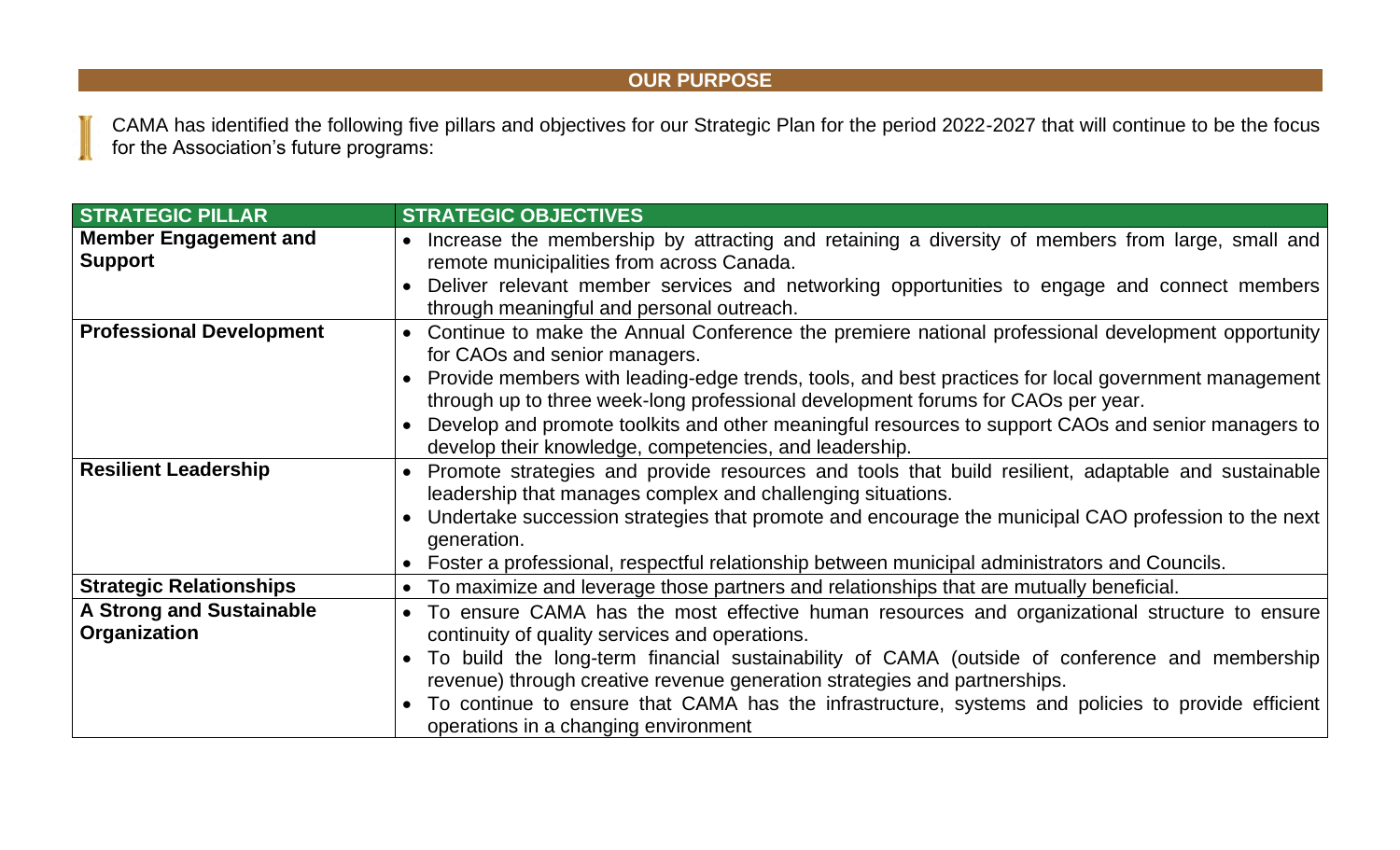## OUR PURPOSE

CAMA has identified the following five pillars and objectives for our Strategic Plan for the period 2022-2027 that will continue to be the focus for the Association's future programs:

| STRATEGIC PILLAR | STRATEGIC OBJECTIVES |
|---|---|
| **Member Engagement and Support** | • Increase the membership by attracting and retaining a diversity of members from large, small and remote municipalities from across Canada.<br>• Deliver relevant member services and networking opportunities to engage and connect members through meaningful and personal outreach. |
| **Professional Development** | • Continue to make the Annual Conference the premiere national professional development opportunity for CAOs and senior managers.<br>• Provide members with leading-edge trends, tools, and best practices for local government management through up to three week-long professional development forums for CAOs per year.<br>• Develop and promote toolkits and other meaningful resources to support CAOs and senior managers to develop their knowledge, competencies, and leadership. |
| **Resilient Leadership** | • Promote strategies and provide resources and tools that build resilient, adaptable and sustainable leadership that manages complex and challenging situations.<br>• Undertake succession strategies that promote and encourage the municipal CAO profession to the next generation.<br>• Foster a professional, respectful relationship between municipal administrators and Councils. |
| **Strategic Relationships** | • To maximize and leverage those partners and relationships that are mutually beneficial. |
| **A Strong and Sustainable Organization** | • To ensure CAMA has the most effective human resources and organizational structure to ensure continuity of quality services and operations.<br>• To build the long-term financial sustainability of CAMA (outside of conference and membership revenue) through creative revenue generation strategies and partnerships.<br>• To continue to ensure that CAMA has the infrastructure, systems and policies to provide efficient operations in a changing environment |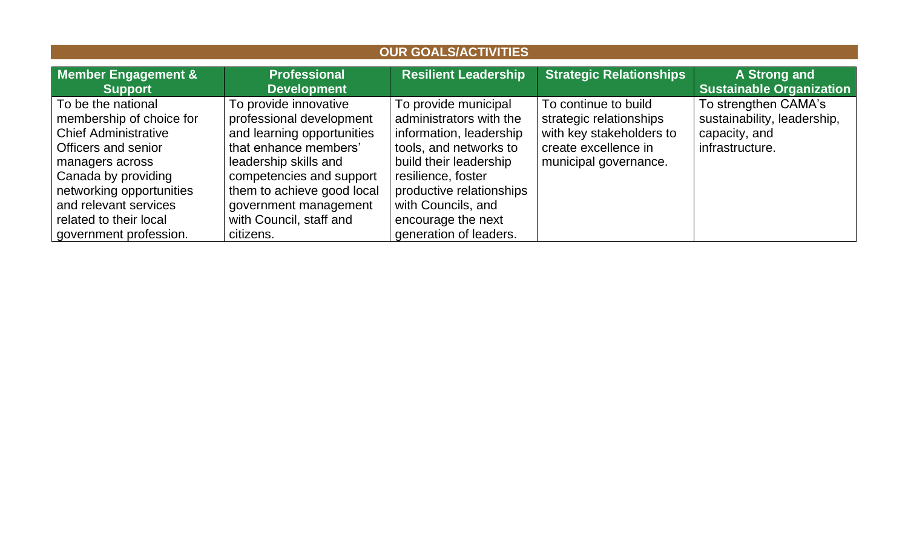## OUR GOALS/ACTIVITIES

| Member Engagement & Support | Professional Development | Resilient Leadership | Strategic Relationships | A Strong and Sustainable Organization |
|---|---|---|---|---|
| To be the national membership of choice for Chief Administrative Officers and senior managers across Canada by providing networking opportunities and relevant services related to their local government profession. | To provide innovative professional development and learning opportunities that enhance members' leadership skills and competencies and support them to achieve good local government management with Council, staff and citizens. | To provide municipal administrators with the information, leadership tools, and networks to build their leadership resilience, foster productive relationships with Councils, and encourage the next generation of leaders. | To continue to build strategic relationships with key stakeholders to create excellence in municipal governance. | To strengthen CAMA's sustainability, leadership, capacity, and infrastructure. |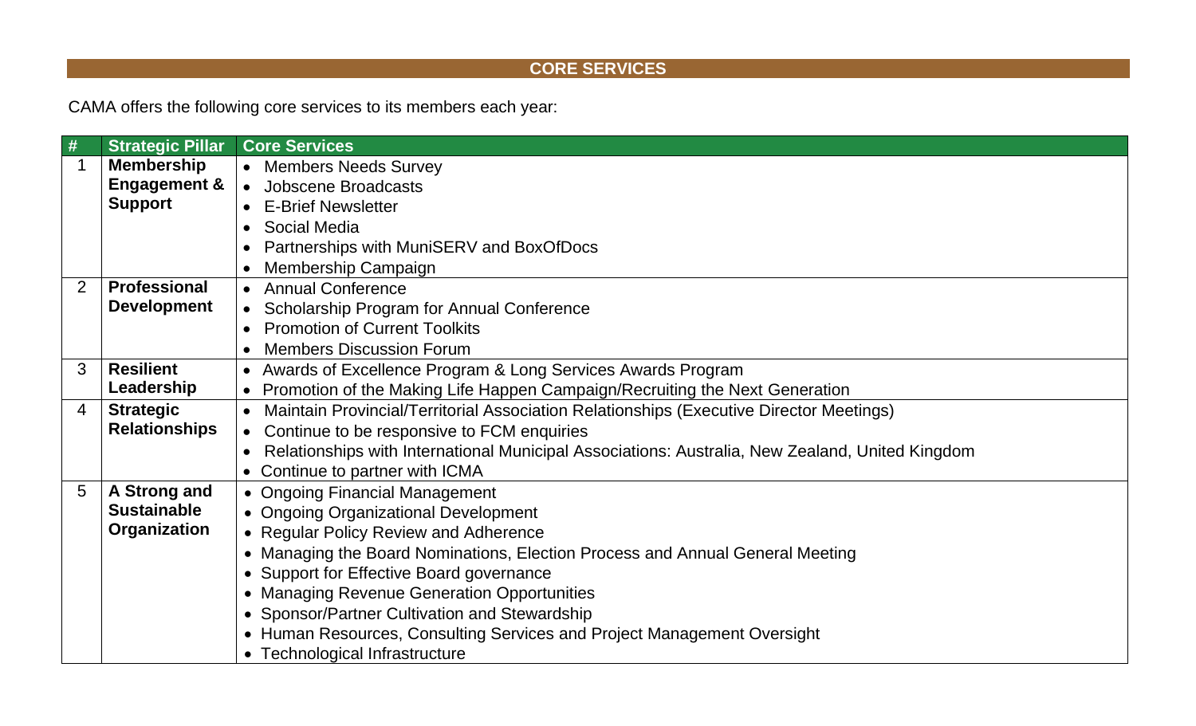## CORE SERVICES

CAMA offers the following core services to its members each year:

| # | Strategic Pillar | Core Services |
|---|---|---|
| 1 | **Membership Engagement & Support** | • Members Needs Survey<br>• Jobscene Broadcasts<br>• E-Brief Newsletter<br>• Social Media<br>• Partnerships with MuniSERV and BoxOfDocs<br>• Membership Campaign |
| 2 | **Professional Development** | • Annual Conference<br>• Scholarship Program for Annual Conference<br>• Promotion of Current Toolkits<br>• Members Discussion Forum |
| 3 | **Resilient Leadership** | • Awards of Excellence Program & Long Services Awards Program<br>• Promotion of the Making Life Happen Campaign/Recruiting the Next Generation |
| 4 | **Strategic Relationships** | • Maintain Provincial/Territorial Association Relationships (Executive Director Meetings)<br>• Continue to be responsive to FCM enquiries<br>• Relationships with International Municipal Associations: Australia, New Zealand, United Kingdom<br>• Continue to partner with ICMA |
| 5 | **A Strong and Sustainable Organization** | • Ongoing Financial Management<br>• Ongoing Organizational Development<br>• Regular Policy Review and Adherence<br>• Managing the Board Nominations, Election Process and Annual General Meeting<br>• Support for Effective Board governance<br>• Managing Revenue Generation Opportunities<br>• Sponsor/Partner Cultivation and Stewardship<br>• Human Resources, Consulting Services and Project Management Oversight<br>• Technological Infrastructure |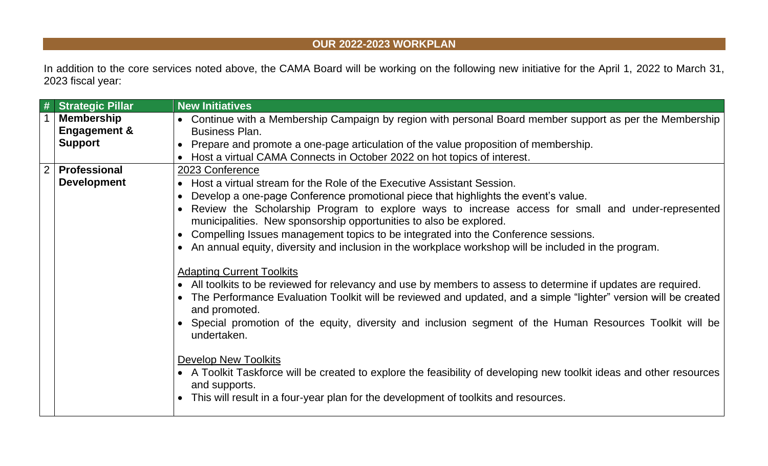## OUR 2022-2023 WORKPLAN

In addition to the core services noted above, the CAMA Board will be working on the following new initiative for the April 1, 2022 to March 31, 2023 fiscal year:

| # | Strategic Pillar | New Initiatives |
|---|---|---|
| 1 | **Membership Engagement & Support** | • Continue with a Membership Campaign by region with personal Board member support as per the Membership Business Plan.<br>• Prepare and promote a one-page articulation of the value proposition of membership.<br>• Host a virtual CAMA Connects in October 2022 on hot topics of interest. |
| 2 | **Professional Development** | <u>2023 Conference</u><br>• Host a virtual stream for the Role of the Executive Assistant Session.<br>• Develop a one-page Conference promotional piece that highlights the event's value.<br>• Review the Scholarship Program to explore ways to increase access for small and under-represented municipalities. New sponsorship opportunities to also be explored.<br>• Compelling Issues management topics to be integrated into the Conference sessions.<br>• An annual equity, diversity and inclusion in the workplace workshop will be included in the program.<br><br><u>Adapting Current Toolkits</u><br>• All toolkits to be reviewed for relevancy and use by members to assess to determine if updates are required.<br>• The Performance Evaluation Toolkit will be reviewed and updated, and a simple "lighter" version will be created and promoted.<br>• Special promotion of the equity, diversity and inclusion segment of the Human Resources Toolkit will be undertaken.<br><br><u>Develop New Toolkits</u><br>• A Toolkit Taskforce will be created to explore the feasibility of developing new toolkit ideas and other resources and supports.<br>• This will result in a four-year plan for the development of toolkits and resources. |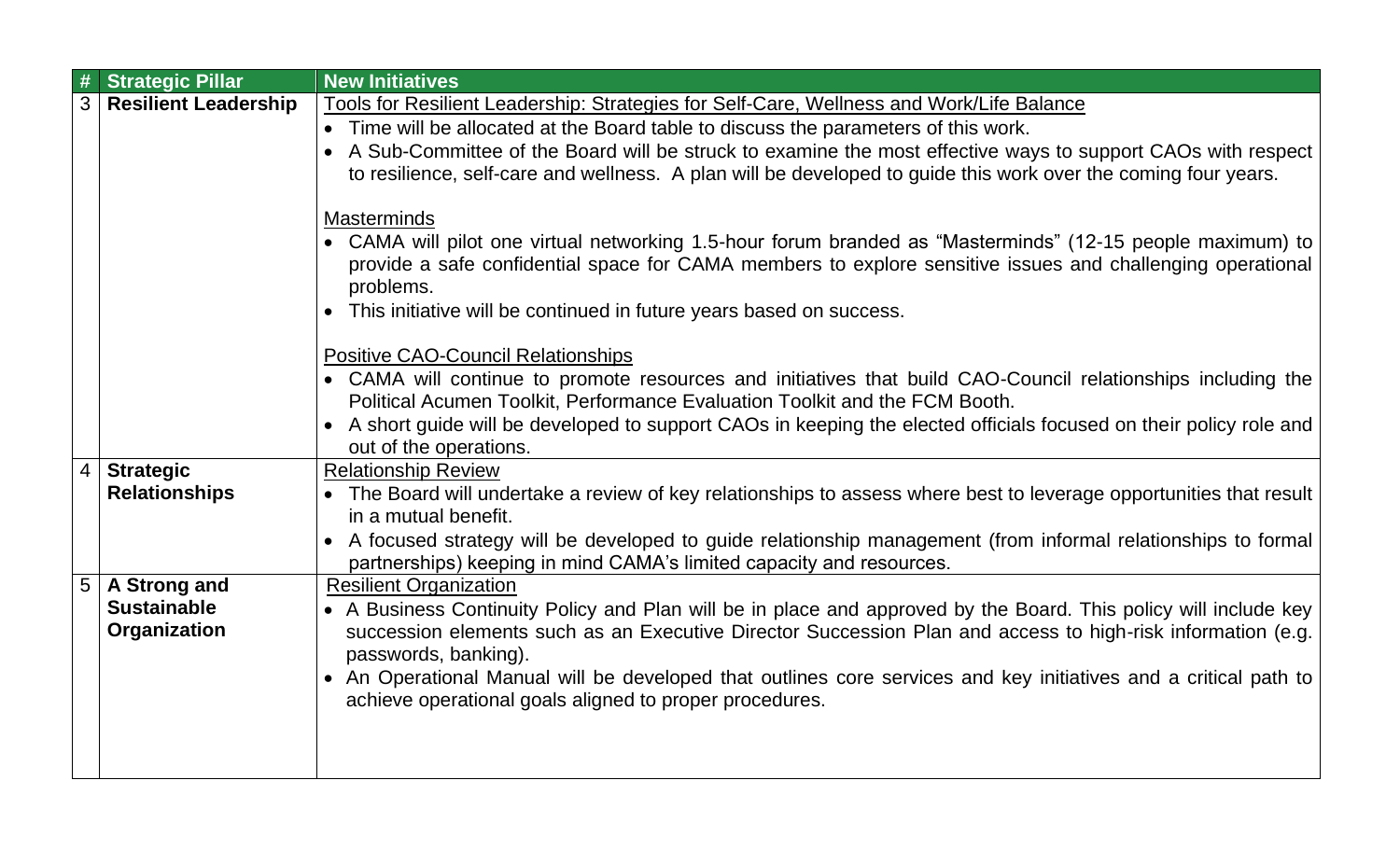| # | Strategic Pillar | New Initiatives |
|---|---|---|
| 3 | **Resilient Leadership** | <u>Tools for Resilient Leadership: Strategies for Self-Care, Wellness and Work/Life Balance</u><br>• Time will be allocated at the Board table to discuss the parameters of this work.<br>• A Sub-Committee of the Board will be struck to examine the most effective ways to support CAOs with respect to resilience, self-care and wellness. A plan will be developed to guide this work over the coming four years.<br><br><u>Masterminds</u><br>• CAMA will pilot one virtual networking 1.5-hour forum branded as "Masterminds" (12-15 people maximum) to provide a safe confidential space for CAMA members to explore sensitive issues and challenging operational problems.<br>• This initiative will be continued in future years based on success.<br><br><u>Positive CAO-Council Relationships</u><br>• CAMA will continue to promote resources and initiatives that build CAO-Council relationships including the Political Acumen Toolkit, Performance Evaluation Toolkit and the FCM Booth.<br>• A short guide will be developed to support CAOs in keeping the elected officials focused on their policy role and out of the operations. |
| 4 | **Strategic Relationships** | <u>Relationship Review</u><br>• The Board will undertake a review of key relationships to assess where best to leverage opportunities that result in a mutual benefit.<br>• A focused strategy will be developed to guide relationship management (from informal relationships to formal partnerships) keeping in mind CAMA's limited capacity and resources. |
| 5 | **A Strong and Sustainable Organization** | <u>Resilient Organization</u><br>• A Business Continuity Policy and Plan will be in place and approved by the Board. This policy will include key succession elements such as an Executive Director Succession Plan and access to high-risk information (e.g. passwords, banking).<br>• An Operational Manual will be developed that outlines core services and key initiatives and a critical path to achieve operational goals aligned to proper procedures. |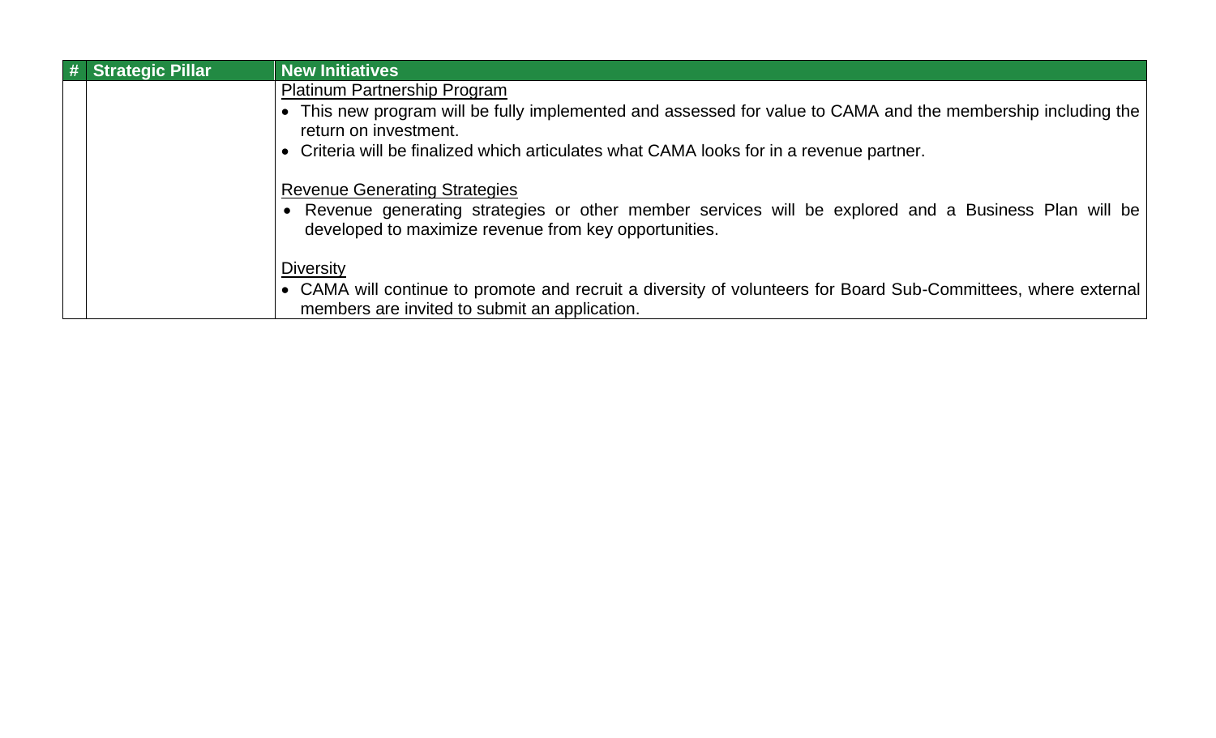| # | Strategic Pillar | New Initiatives |
|---|---|---|
| | | <u>Platinum Partnership Program</u><br>• This new program will be fully implemented and assessed for value to CAMA and the membership including the return on investment.<br>• Criteria will be finalized which articulates what CAMA looks for in a revenue partner.<br><br><u>Revenue Generating Strategies</u><br>• Revenue generating strategies or other member services will be explored and a Business Plan will be developed to maximize revenue from key opportunities.<br><br><u>Diversity</u><br>• CAMA will continue to promote and recruit a diversity of volunteers for Board Sub-Committees, where external members are invited to submit an application. |